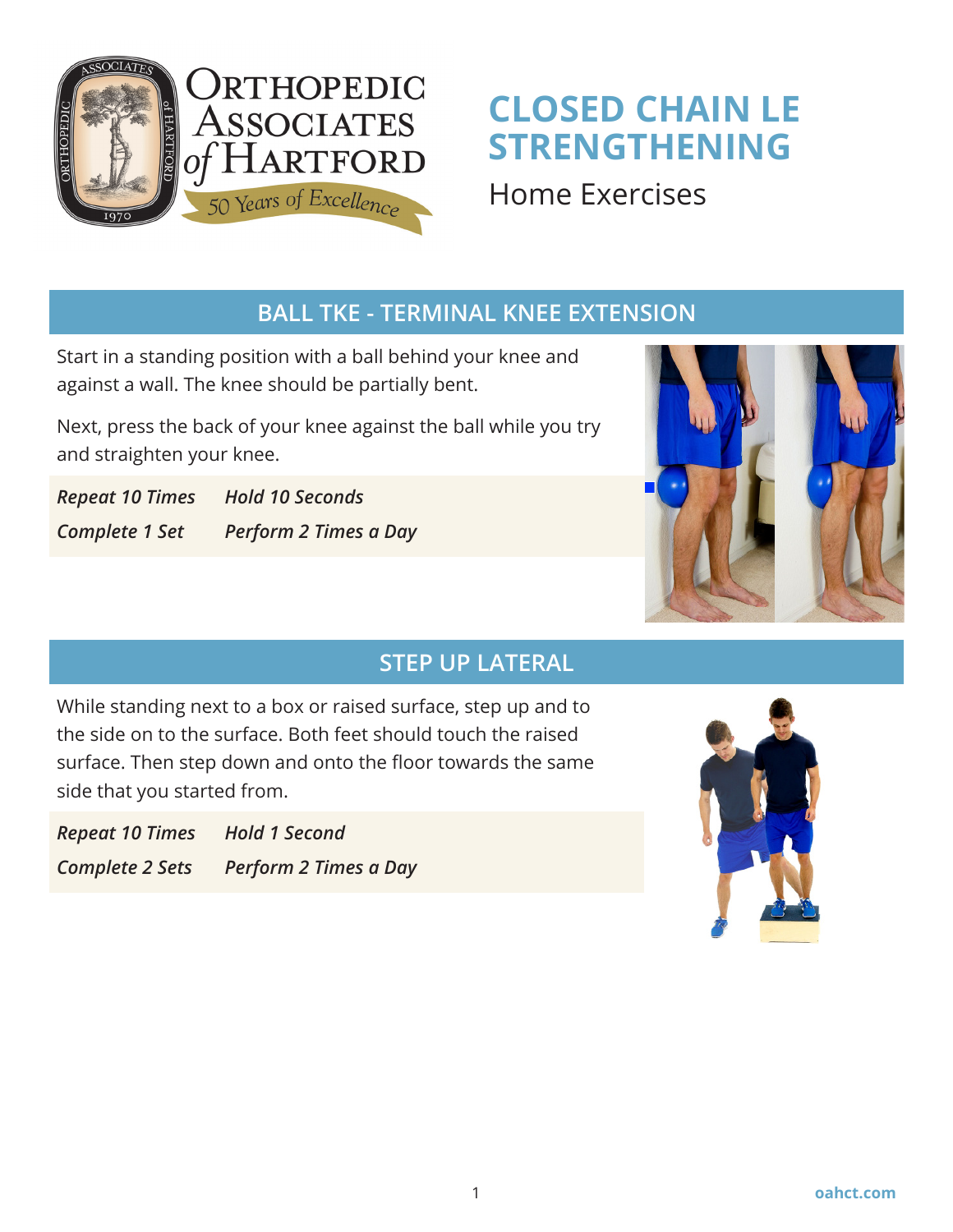# CLOSED CHAIN LE STRENGTHENING

Home Exercises

## BALL TKE - TERMINAL KNEE EXTENSION

Start in a standing position with a ball behind your knee and against a wall. The knee should be partially bent.

Next, press the back of your knee against the ball while you try and straighten your knee.

| | |
|---|---|
| *Repeat 10 Times* | *Hold 10 Seconds* |
| *Complete 1 Set* | *Perform 2 Times a Day* |

## STEP UP LATERAL

While standing next to a box or raised surface, step up and to the side on to the surface. Both feet should touch the raised surface. Then step down and onto the floor towards the same side that you started from.

| | |
|---|---|
| *Repeat 10 Times* | *Hold 1 Second* |
| *Complete 2 Sets* | *Perform 2 Times a Day* |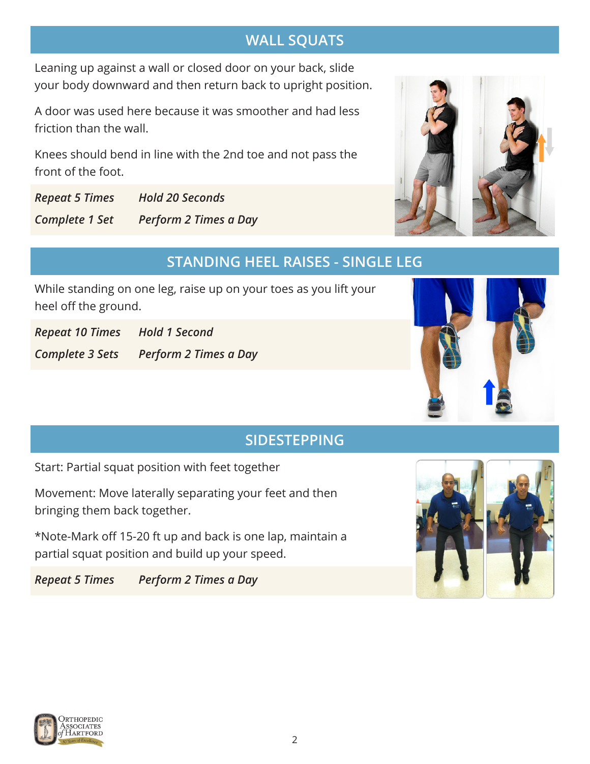## WALL SQUATS

Leaning up against a wall or closed door on your back, slide your body downward and then return back to upright position.

A door was used here because it was smoother and had less friction than the wall.

Knees should bend in line with the 2nd toe and not pass the front of the foot.

| | |
|---|---|
| *Repeat 5 Times* | *Hold 20 Seconds* |
| *Complete 1 Set* | *Perform 2 Times a Day* |

## STANDING HEEL RAISES - SINGLE LEG

While standing on one leg, raise up on your toes as you lift your heel off the ground.

| | |
|---|---|
| *Repeat 10 Times* | *Hold 1 Second* |
| *Complete 3 Sets* | *Perform 2 Times a Day* |

## SIDESTEPPING

Start: Partial squat position with feet together

Movement: Move laterally separating your feet and then bringing them back together.

*Note-Mark off 15-20 ft up and back is one lap, maintain a partial squat position and build up your speed.

| | |
|---|---|
| *Repeat 5 Times* | *Perform 2 Times a Day* |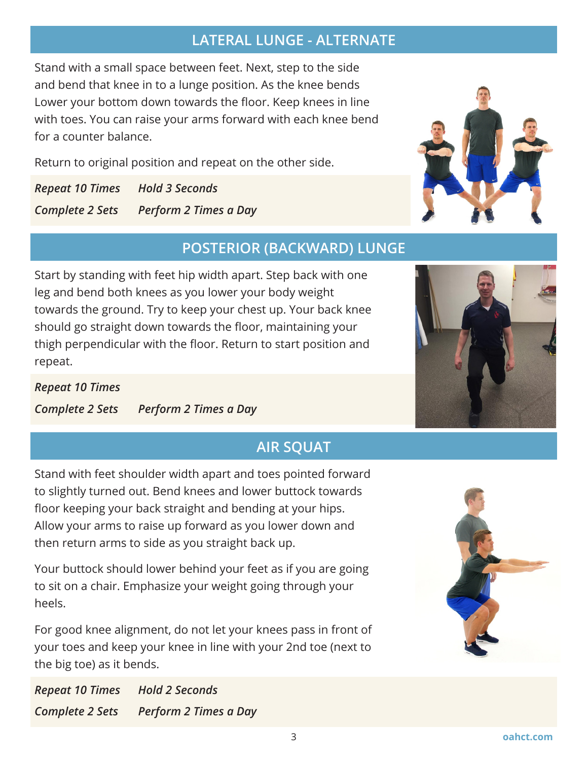## LATERAL LUNGE - ALTERNATE

Stand with a small space between feet. Next, step to the side and bend that knee in to a lunge position. As the knee bends Lower your bottom down towards the floor. Keep knees in line with toes. You can raise your arms forward with each knee bend for a counter balance.

Return to original position and repeat on the other side.

*Repeat 10 Times* *Hold 3 Seconds*

*Complete 2 Sets* *Perform 2 Times a Day*

## POSTERIOR (BACKWARD) LUNGE

Start by standing with feet hip width apart. Step back with one leg and bend both knees as you lower your body weight towards the ground. Try to keep your chest up. Your back knee should go straight down towards the floor, maintaining your thigh perpendicular with the floor. Return to start position and repeat.

*Repeat 10 Times*

*Complete 2 Sets* *Perform 2 Times a Day*

## AIR SQUAT

Stand with feet shoulder width apart and toes pointed forward to slightly turned out. Bend knees and lower buttock towards floor keeping your back straight and bending at your hips. Allow your arms to raise up forward as you lower down and then return arms to side as you straight back up.

Your buttock should lower behind your feet as if you are going to sit on a chair. Emphasize your weight going through your heels.

For good knee alignment, do not let your knees pass in front of your toes and keep your knee in line with your 2nd toe (next to the big toe) as it bends.

*Repeat 10 Times* *Hold 2 Seconds*

*Complete 2 Sets* *Perform 2 Times a Day*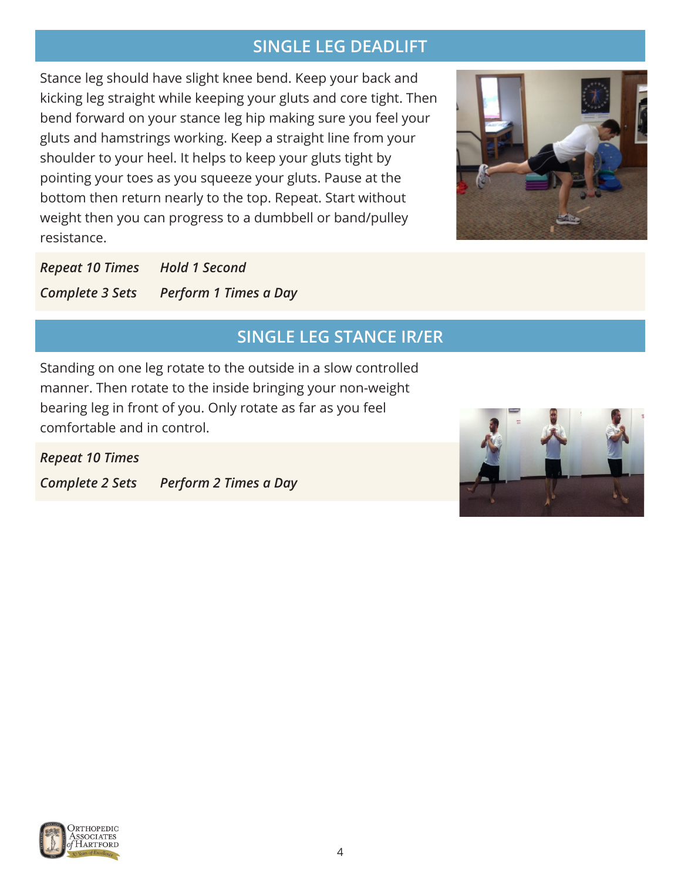## SINGLE LEG DEADLIFT

Stance leg should have slight knee bend. Keep your back and kicking leg straight while keeping your gluts and core tight. Then bend forward on your stance leg hip making sure you feel your gluts and hamstrings working. Keep a straight line from your shoulder to your heel. It helps to keep your gluts tight by pointing your toes as you squeeze your gluts. Pause at the bottom then return nearly to the top. Repeat. Start without weight then you can progress to a dumbbell or band/pulley resistance.

*Repeat 10 Times* *Hold 1 Second*

*Complete 3 Sets* *Perform 1 Times a Day*

## SINGLE LEG STANCE IR/ER

Standing on one leg rotate to the outside in a slow controlled manner. Then rotate to the inside bringing your non-weight bearing leg in front of you. Only rotate as far as you feel comfortable and in control.

*Repeat 10 Times*

*Complete 2 Sets* *Perform 2 Times a Day*